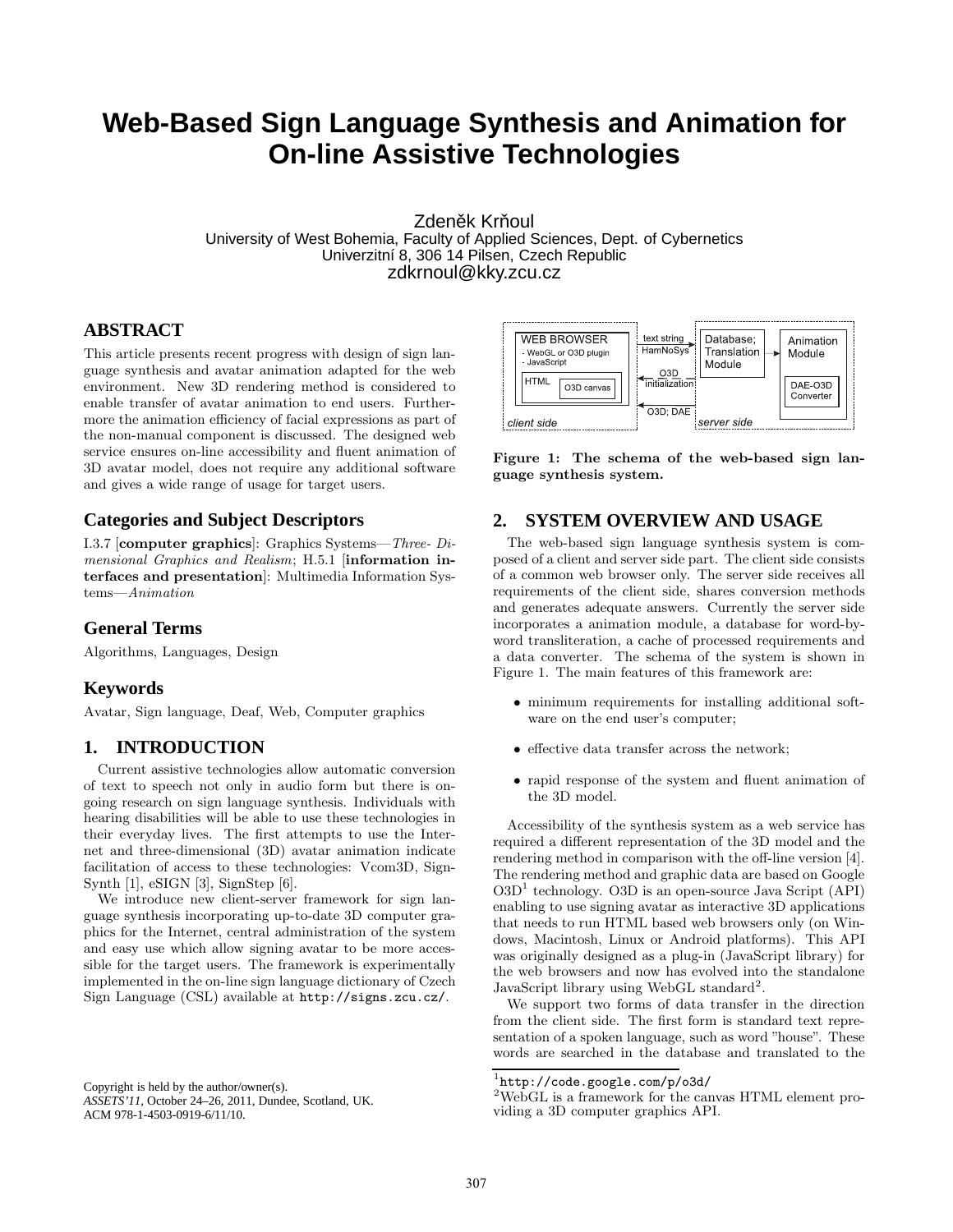# Web-Based Sign Language Synthesis and Animation for On-line Assistive Technologies

Zdeněk Krňoul
University of West Bohemia, Faculty of Applied Sciences, Dept. of Cybernetics
Univerzitní 8, 306 14 Pilsen, Czech Republic
zdkrnoul@kky.zcu.cz

## ABSTRACT

This article presents recent progress with design of sign language synthesis and avatar animation adapted for the web environment. New 3D rendering method is considered to enable transfer of avatar animation to end users. Furthermore the animation efficiency of facial expressions as part of the non-manual component is discussed. The designed web service ensures on-line accessibility and fluent animation of 3D avatar model, does not require any additional software and gives a wide range of usage for target users.

## Categories and Subject Descriptors

I.3.7 [**computer graphics**]: Graphics Systems—*Three- Dimensional Graphics and Realism*; H.5.1 [**information interfaces and presentation**]: Multimedia Information Systems—*Animation*

## General Terms

Algorithms, Languages, Design

## Keywords

Avatar, Sign language, Deaf, Web, Computer graphics

## 1. INTRODUCTION

Current assistive technologies allow automatic conversion of text to speech not only in audio form but there is ongoing research on sign language synthesis. Individuals with hearing disabilities will be able to use these technologies in their everyday lives. The first attempts to use the Internet and three-dimensional (3D) avatar animation indicate facilitation of access to these technologies: Vcom3D, SignSynth [1], eSIGN [3], SignStep [6].

We introduce new client-server framework for sign language synthesis incorporating up-to-date 3D computer graphics for the Internet, central administration of the system and easy use which allow signing avatar to be more accessible for the target users. The framework is experimentally implemented in the on-line sign language dictionary of Czech Sign Language (CSL) available at `http://signs.zcu.cz/`.

Copyright is held by the author/owner(s).
*ASSETS'11*, October 24–26, 2011, Dundee, Scotland, UK.
ACM 978-1-4503-0919-6/11/10.

WEB BROWSER
- WebGL or O3D plugin
- JavaScript
HTML
O3D canvas
client side
text string
HamNoSys
O3D initialization
O3D; DAE
Database; Translation Module
Animation Module
DAE-O3D Converter
server side

**Figure 1: The schema of the web-based sign language synthesis system.**

## 2. SYSTEM OVERVIEW AND USAGE

The web-based sign language synthesis system is composed of a client and server side part. The client side consists of a common web browser only. The server side receives all requirements of the client side, shares conversion methods and generates adequate answers. Currently the server side incorporates a animation module, a database for word-by-word transliteration, a cache of processed requirements and a data converter. The schema of the system is shown in Figure 1. The main features of this framework are:

- minimum requirements for installing additional software on the end user's computer;
- effective data transfer across the network;
- rapid response of the system and fluent animation of the 3D model.

Accessibility of the synthesis system as a web service has required a different representation of the 3D model and the rendering method in comparison with the off-line version [4]. The rendering method and graphic data are based on Google O3D[1] technology. O3D is an open-source Java Script (API) enabling to use signing avatar as interactive 3D applications that needs to run HTML based web browsers only (on Windows, Macintosh, Linux or Android platforms). This API was originally designed as a plug-in (JavaScript library) for the web browsers and now has evolved into the standalone JavaScript library using WebGL standard[2].

We support two forms of data transfer in the direction from the client side. The first form is standard text representation of a spoken language, such as word "house". These words are searched in the database and translated to the

[1] `http://code.google.com/p/o3d/`
[2] WebGL is a framework for the canvas HTML element providing a 3D computer graphics API.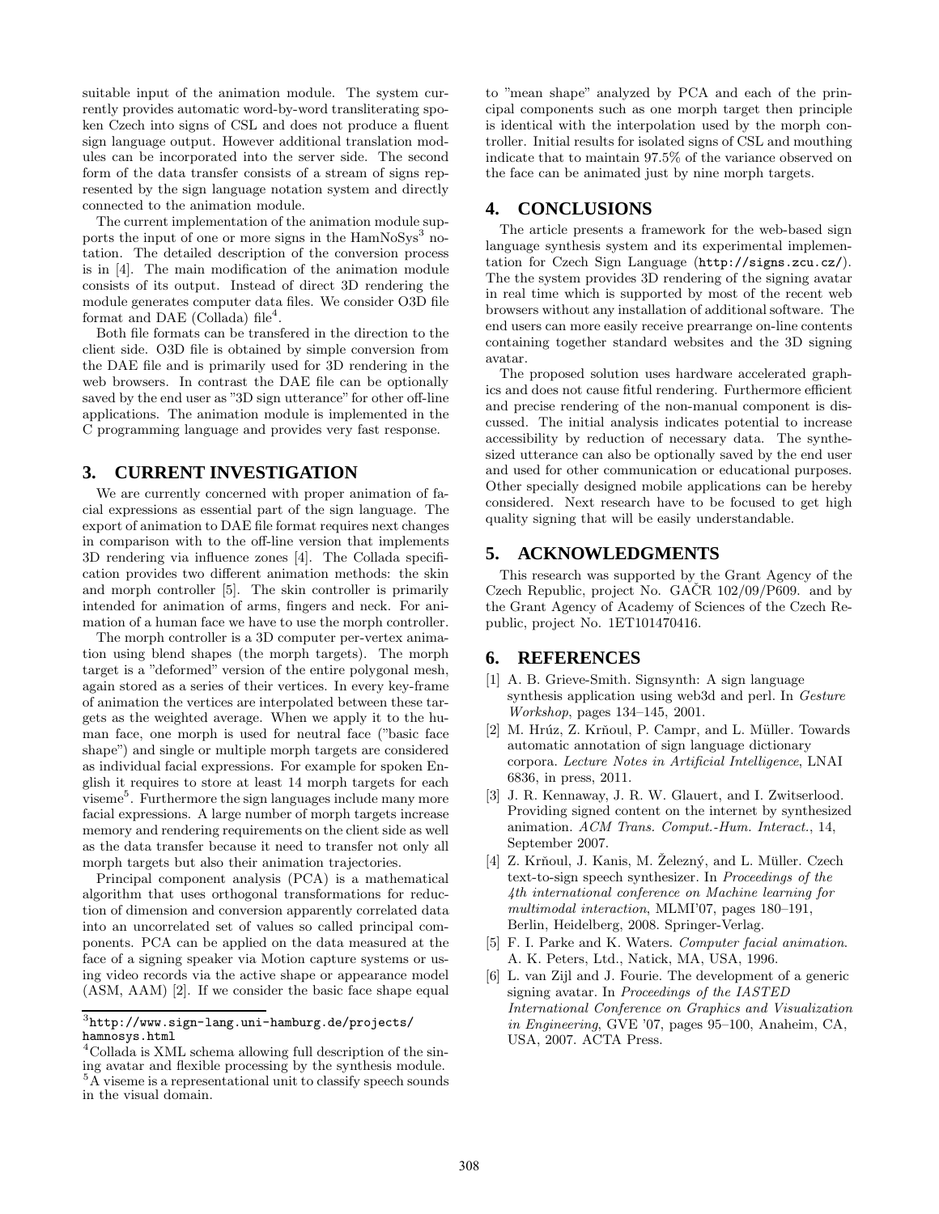suitable input of the animation module. The system currently provides automatic word-by-word transliterating spoken Czech into signs of CSL and does not produce a fluent sign language output. However additional translation modules can be incorporated into the server side. The second form of the data transfer consists of a stream of signs represented by the sign language notation system and directly connected to the animation module.

The current implementation of the animation module supports the input of one or more signs in the HamNoSys[3] notation. The detailed description of the conversion process is in [4]. The main modification of the animation module consists of its output. Instead of direct 3D rendering the module generates computer data files. We consider O3D file format and DAE (Collada) file[4].

Both file formats can be transfered in the direction to the client side. O3D file is obtained by simple conversion from the DAE file and is primarily used for 3D rendering in the web browsers. In contrast the DAE file can be optionally saved by the end user as "3D sign utterance" for other off-line applications. The animation module is implemented in the C programming language and provides very fast response.

## 3. CURRENT INVESTIGATION

We are currently concerned with proper animation of facial expressions as essential part of the sign language. The export of animation to DAE file format requires next changes in comparison with to the off-line version that implements 3D rendering via influence zones [4]. The Collada specification provides two different animation methods: the skin and morph controller [5]. The skin controller is primarily intended for animation of arms, fingers and neck. For animation of a human face we have to use the morph controller.

The morph controller is a 3D computer per-vertex animation using blend shapes (the morph targets). The morph target is a "deformed" version of the entire polygonal mesh, again stored as a series of their vertices. In every key-frame of animation the vertices are interpolated between these targets as the weighted average. When we apply it to the human face, one morph is used for neutral face ("basic face shape") and single or multiple morph targets are considered as individual facial expressions. For example for spoken English it requires to store at least 14 morph targets for each viseme[5]. Furthermore the sign languages include many more facial expressions. A large number of morph targets increase memory and rendering requirements on the client side as well as the data transfer because it need to transfer not only all morph targets but also their animation trajectories.

Principal component analysis (PCA) is a mathematical algorithm that uses orthogonal transformations for reduction of dimension and conversion apparently correlated data into an uncorrelated set of values so called principal components. PCA can be applied on the data measured at the face of a signing speaker via Motion capture systems or using video records via the active shape or appearance model (ASM, AAM) [2]. If we consider the basic face shape equal to "mean shape" analyzed by PCA and each of the principal components such as one morph target then principle is identical with the interpolation used by the morph controller. Initial results for isolated signs of CSL and mouthing indicate that to maintain 97.5% of the variance observed on the face can be animated just by nine morph targets.

[3] http://www.sign-lang.uni-hamburg.de/projects/hamnosys.html

[4] Collada is XML schema allowing full description of the sining avatar and flexible processing by the synthesis module.

[5] A viseme is a representational unit to classify speech sounds in the visual domain.

## 4. CONCLUSIONS

The article presents a framework for the web-based sign language synthesis system and its experimental implementation for Czech Sign Language (http://signs.zcu.cz/). The the system provides 3D rendering of the signing avatar in real time which is supported by most of the recent web browsers without any installation of additional software. The end users can more easily receive prearrange on-line contents containing together standard websites and the 3D signing avatar.

The proposed solution uses hardware accelerated graphics and does not cause fitful rendering. Furthermore efficient and precise rendering of the non-manual component is discussed. The initial analysis indicates potential to increase accessibility by reduction of necessary data. The synthesized utterance can also be optionally saved by the end user and used for other communication or educational purposes. Other specially designed mobile applications can be hereby considered. Next research have to be focused to get high quality signing that will be easily understandable.

## 5. ACKNOWLEDGMENTS

This research was supported by the Grant Agency of the Czech Republic, project No. GAČR 102/09/P609. and by the Grant Agency of Academy of Sciences of the Czech Republic, project No. 1ET101470416.

## 6. REFERENCES

[1] A. B. Grieve-Smith. Signsynth: A sign language synthesis application using web3d and perl. In *Gesture Workshop*, pages 134–145, 2001.

[2] M. Hrúz, Z. Krňoul, P. Campr, and L. Müller. Towards automatic annotation of sign language dictionary corpora. *Lecture Notes in Artificial Intelligence*, LNAI 6836, in press, 2011.

[3] J. R. Kennaway, J. R. W. Glauert, and I. Zwitserlood. Providing signed content on the internet by synthesized animation. *ACM Trans. Comput.-Hum. Interact.*, 14, September 2007.

[4] Z. Krňoul, J. Kanis, M. Železný, and L. Müller. Czech text-to-sign speech synthesizer. In *Proceedings of the 4th international conference on Machine learning for multimodal interaction*, MLMI'07, pages 180–191, Berlin, Heidelberg, 2008. Springer-Verlag.

[5] F. I. Parke and K. Waters. *Computer facial animation*. A. K. Peters, Ltd., Natick, MA, USA, 1996.

[6] L. van Zijl and J. Fourie. The development of a generic signing avatar. In *Proceedings of the IASTED International Conference on Graphics and Visualization in Engineering*, GVE '07, pages 95–100, Anaheim, CA, USA, 2007. ACTA Press.